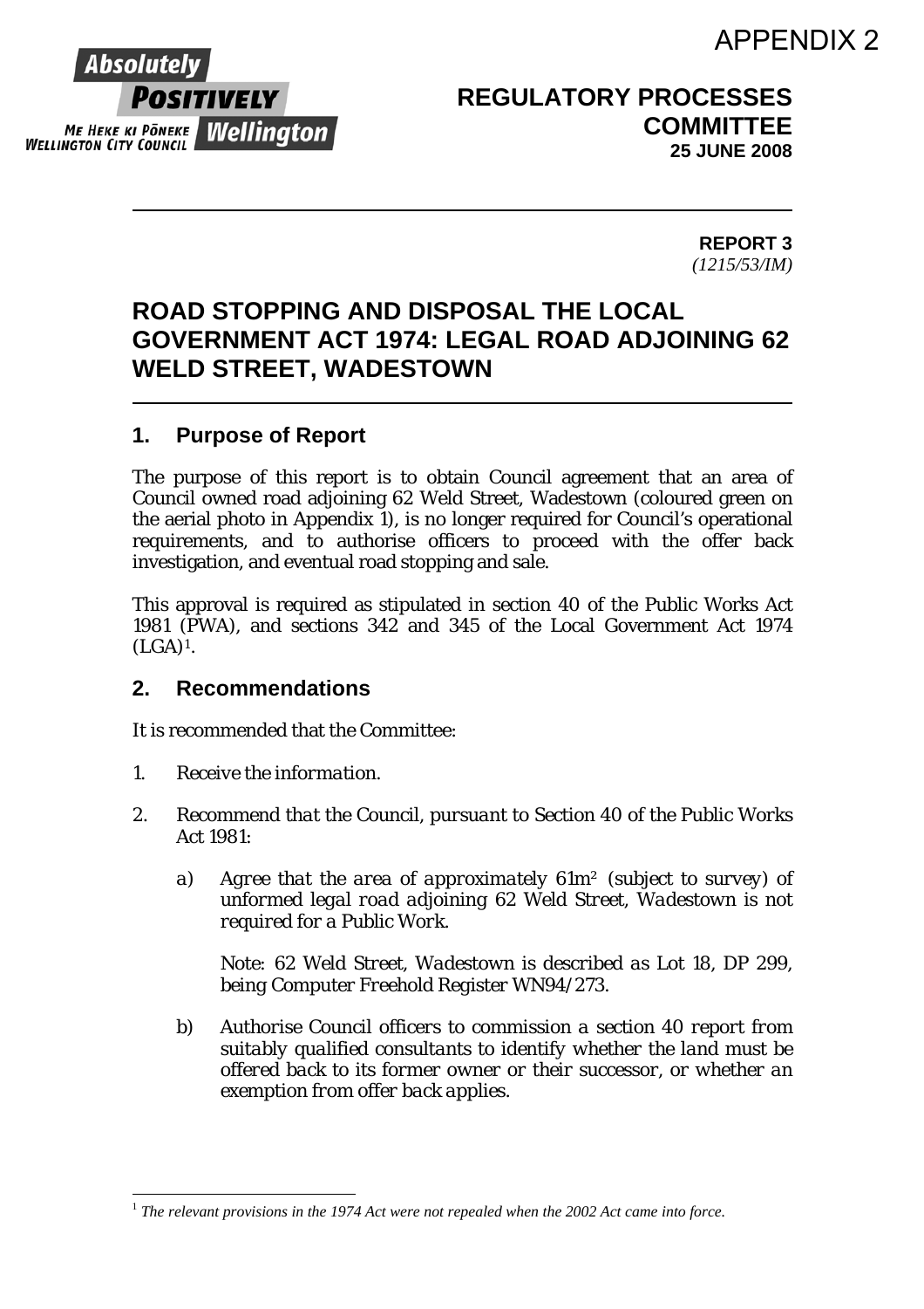APPENDIX 2

Absolutely **POSITIVELY** Wellington
ME HEKE KI PŌNEKE
WELLINGTON CITY COUNCIL

**REGULATORY PROCESSES COMMITTEE**
**25 JUNE 2008**

**REPORT 3**
*(1215/53/IM)*

# ROAD STOPPING AND DISPOSAL THE LOCAL GOVERNMENT ACT 1974: LEGAL ROAD ADJOINING 62 WELD STREET, WADESTOWN

## 1. Purpose of Report

The purpose of this report is to obtain Council agreement that an area of Council owned road adjoining 62 Weld Street, Wadestown (coloured green on the aerial photo in Appendix 1), is no longer required for Council's operational requirements, and to authorise officers to proceed with the offer back investigation, and eventual road stopping and sale.

This approval is required as stipulated in section 40 of the Public Works Act 1981 (PWA), and sections 342 and 345 of the Local Government Act 1974 (LGA)[1].

## 2. Recommendations

It is recommended that the Committee:

1. *Receive the information.*

2. *Recommend that the Council, pursuant to Section 40 of the Public Works Act 1981:*

   a) *Agree that the area of approximately 61m² (subject to survey) of unformed legal road adjoining 62 Weld Street, Wadestown is not required for a Public Work.*

      *Note: 62 Weld Street, Wadestown is described as Lot 18, DP 299, being Computer Freehold Register WN94/273.*

   b) *Authorise Council officers to commission a section 40 report from suitably qualified consultants to identify whether the land must be offered back to its former owner or their successor, or whether an exemption from offer back applies.*

---

[1] *The relevant provisions in the 1974 Act were not repealed when the 2002 Act came into force.*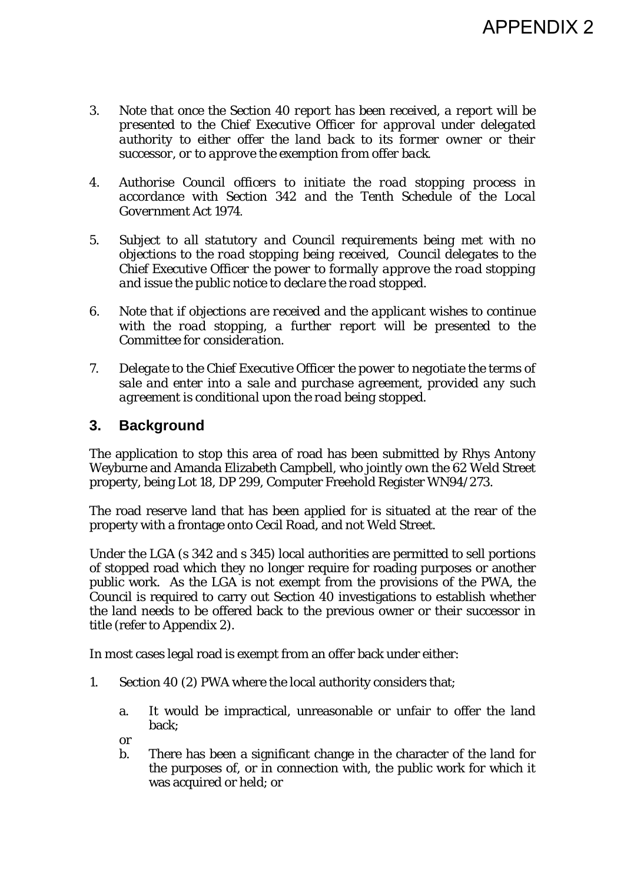# APPENDIX 2

3. *Note that once the Section 40 report has been received, a report will be presented to the Chief Executive Officer for approval under delegated authority to either offer the land back to its former owner or their successor, or to approve the exemption from offer back.*

4. *Authorise Council officers to initiate the road stopping process in accordance with Section 342 and the Tenth Schedule of the Local Government Act 1974.*

5. *Subject to all statutory and Council requirements being met with no objections to the road stopping being received, Council delegates to the Chief Executive Officer the power to formally approve the road stopping and issue the public notice to declare the road stopped.*

6. *Note that if objections are received and the applicant wishes to continue with the road stopping, a further report will be presented to the Committee for consideration.*

7. *Delegate to the Chief Executive Officer the power to negotiate the terms of sale and enter into a sale and purchase agreement, provided any such agreement is conditional upon the road being stopped.*

## 3. Background

The application to stop this area of road has been submitted by Rhys Antony Weyburne and Amanda Elizabeth Campbell, who jointly own the 62 Weld Street property, being Lot 18, DP 299, Computer Freehold Register WN94/273.

The road reserve land that has been applied for is situated at the rear of the property with a frontage onto Cecil Road, and not Weld Street.

Under the LGA (s 342 and s 345) local authorities are permitted to sell portions of stopped road which they no longer require for roading purposes or another public work. As the LGA is not exempt from the provisions of the PWA, the Council is required to carry out Section 40 investigations to establish whether the land needs to be offered back to the previous owner or their successor in title (refer to Appendix 2).

In most cases legal road is exempt from an offer back under either:

1. Section 40 (2) PWA where the local authority considers that;

   a. It would be impractical, unreasonable or unfair to offer the land back;

   or

   b. There has been a significant change in the character of the land for the purposes of, or in connection with, the public work for which it was acquired or held; or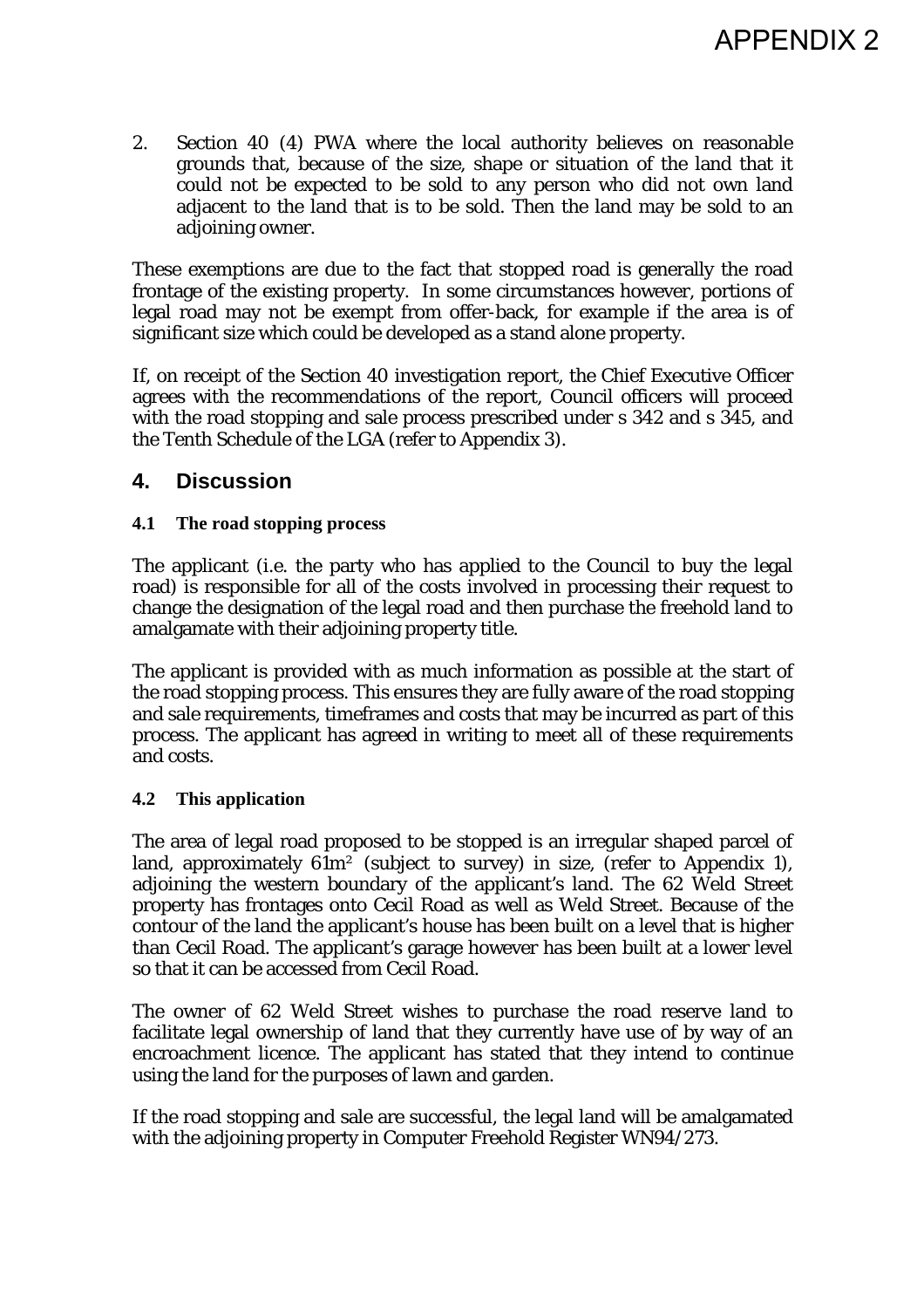2. Section 40 (4) PWA where the local authority believes on reasonable grounds that, because of the size, shape or situation of the land that it could not be expected to be sold to any person who did not own land adjacent to the land that is to be sold. Then the land may be sold to an adjoining owner.

These exemptions are due to the fact that stopped road is generally the road frontage of the existing property. In some circumstances however, portions of legal road may not be exempt from offer-back, for example if the area is of significant size which could be developed as a stand alone property.

If, on receipt of the Section 40 investigation report, the Chief Executive Officer agrees with the recommendations of the report, Council officers will proceed with the road stopping and sale process prescribed under s 342 and s 345, and the Tenth Schedule of the LGA (refer to Appendix 3).

## 4. Discussion

### 4.1 The road stopping process

The applicant (i.e. the party who has applied to the Council to buy the legal road) is responsible for all of the costs involved in processing their request to change the designation of the legal road and then purchase the freehold land to amalgamate with their adjoining property title.

The applicant is provided with as much information as possible at the start of the road stopping process. This ensures they are fully aware of the road stopping and sale requirements, timeframes and costs that may be incurred as part of this process. The applicant has agreed in writing to meet all of these requirements and costs.

### 4.2 This application

The area of legal road proposed to be stopped is an irregular shaped parcel of land, approximately 61m² (subject to survey) in size, (refer to Appendix 1), adjoining the western boundary of the applicant's land. The 62 Weld Street property has frontages onto Cecil Road as well as Weld Street. Because of the contour of the land the applicant's house has been built on a level that is higher than Cecil Road. The applicant's garage however has been built at a lower level so that it can be accessed from Cecil Road.

The owner of 62 Weld Street wishes to purchase the road reserve land to facilitate legal ownership of land that they currently have use of by way of an encroachment licence. The applicant has stated that they intend to continue using the land for the purposes of lawn and garden.

If the road stopping and sale are successful, the legal land will be amalgamated with the adjoining property in Computer Freehold Register WN94/273.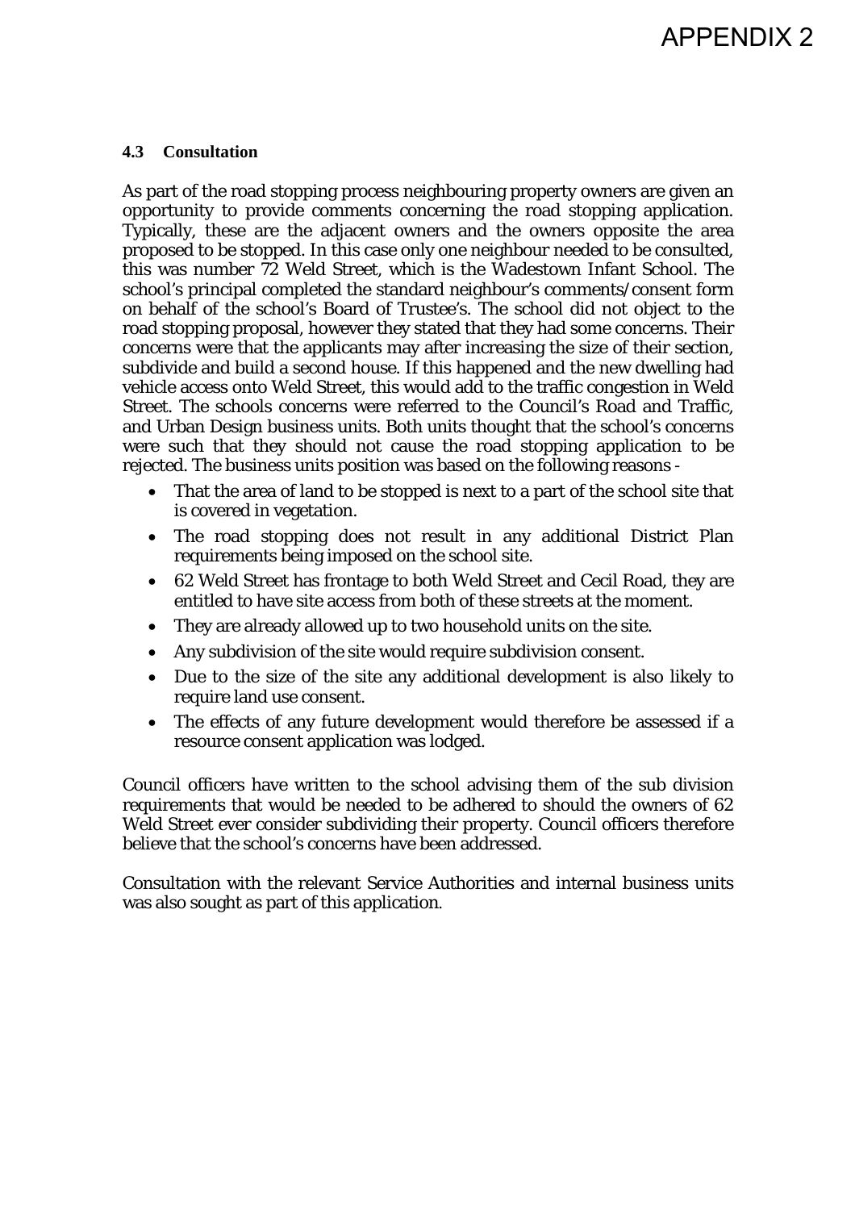# APPENDIX 2

### 4.3 Consultation

As part of the road stopping process neighbouring property owners are given an opportunity to provide comments concerning the road stopping application. Typically, these are the adjacent owners and the owners opposite the area proposed to be stopped. In this case only one neighbour needed to be consulted, this was number 72 Weld Street, which is the Wadestown Infant School. The school's principal completed the standard neighbour's comments/consent form on behalf of the school's Board of Trustee's. The school did not object to the road stopping proposal, however they stated that they had some concerns. Their concerns were that the applicants may after increasing the size of their section, subdivide and build a second house. If this happened and the new dwelling had vehicle access onto Weld Street, this would add to the traffic congestion in Weld Street. The schools concerns were referred to the Council's Road and Traffic, and Urban Design business units. Both units thought that the school's concerns were such that they should not cause the road stopping application to be rejected. The business units position was based on the following reasons -

- That the area of land to be stopped is next to a part of the school site that is covered in vegetation.
- The road stopping does not result in any additional District Plan requirements being imposed on the school site.
- 62 Weld Street has frontage to both Weld Street and Cecil Road, they are entitled to have site access from both of these streets at the moment.
- They are already allowed up to two household units on the site.
- Any subdivision of the site would require subdivision consent.
- Due to the size of the site any additional development is also likely to require land use consent.
- The effects of any future development would therefore be assessed if a resource consent application was lodged.

Council officers have written to the school advising them of the sub division requirements that would be needed to be adhered to should the owners of 62 Weld Street ever consider subdividing their property. Council officers therefore believe that the school's concerns have been addressed.

Consultation with the relevant Service Authorities and internal business units was also sought as part of this application.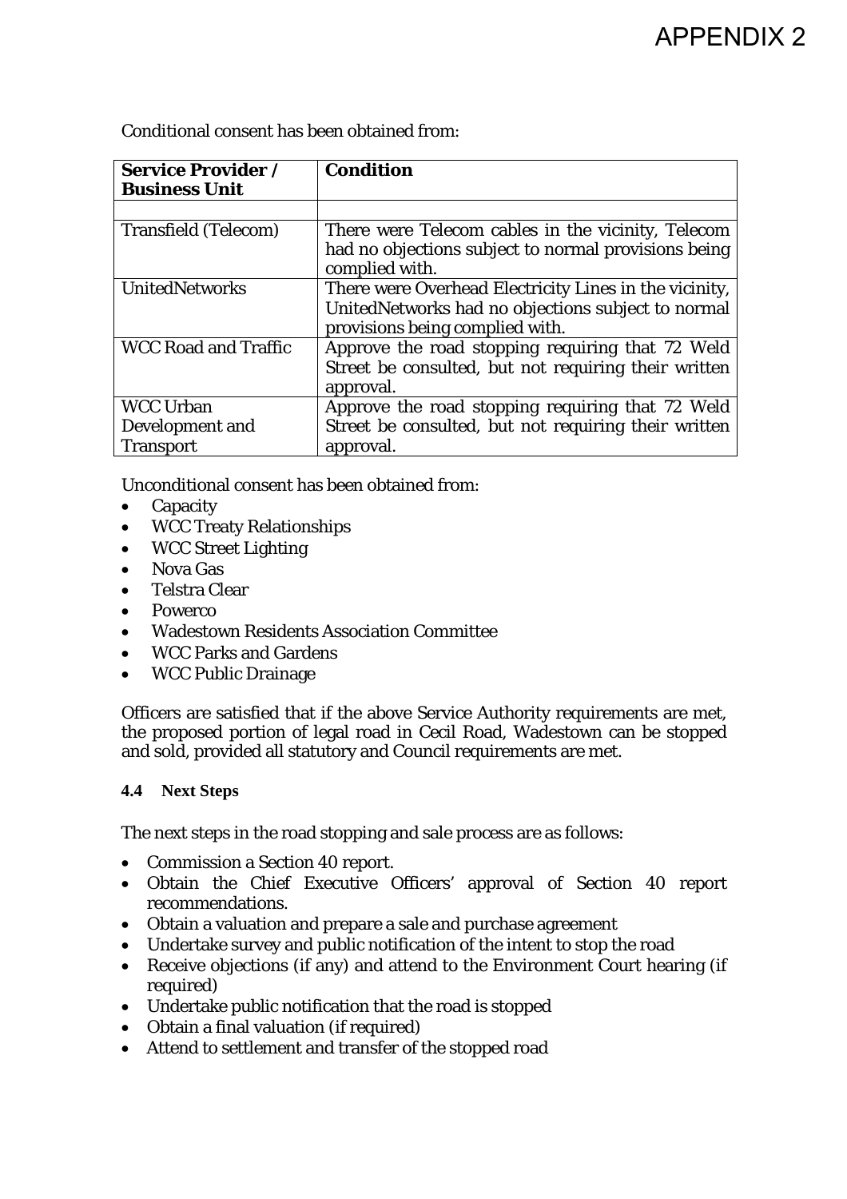# APPENDIX 2

Conditional consent has been obtained from:

| Service Provider / Business Unit | Condition |
|---|---|
| | |
| Transfield (Telecom) | There were Telecom cables in the vicinity, Telecom had no objections subject to normal provisions being complied with. |
| UnitedNetworks | There were Overhead Electricity Lines in the vicinity, UnitedNetworks had no objections subject to normal provisions being complied with. |
| WCC Road and Traffic | Approve the road stopping requiring that 72 Weld Street be consulted, but not requiring their written approval. |
| WCC Urban Development and Transport | Approve the road stopping requiring that 72 Weld Street be consulted, but not requiring their written approval. |

Unconditional consent has been obtained from:

- Capacity
- WCC Treaty Relationships
- WCC Street Lighting
- Nova Gas
- Telstra Clear
- Powerco
- Wadestown Residents Association Committee
- WCC Parks and Gardens
- WCC Public Drainage

Officers are satisfied that if the above Service Authority requirements are met, the proposed portion of legal road in Cecil Road, Wadestown can be stopped and sold, provided all statutory and Council requirements are met.

### 4.4 Next Steps

The next steps in the road stopping and sale process are as follows:

- Commission a Section 40 report.
- Obtain the Chief Executive Officers' approval of Section 40 report recommendations.
- Obtain a valuation and prepare a sale and purchase agreement
- Undertake survey and public notification of the intent to stop the road
- Receive objections (if any) and attend to the Environment Court hearing (if required)
- Undertake public notification that the road is stopped
- Obtain a final valuation (if required)
- Attend to settlement and transfer of the stopped road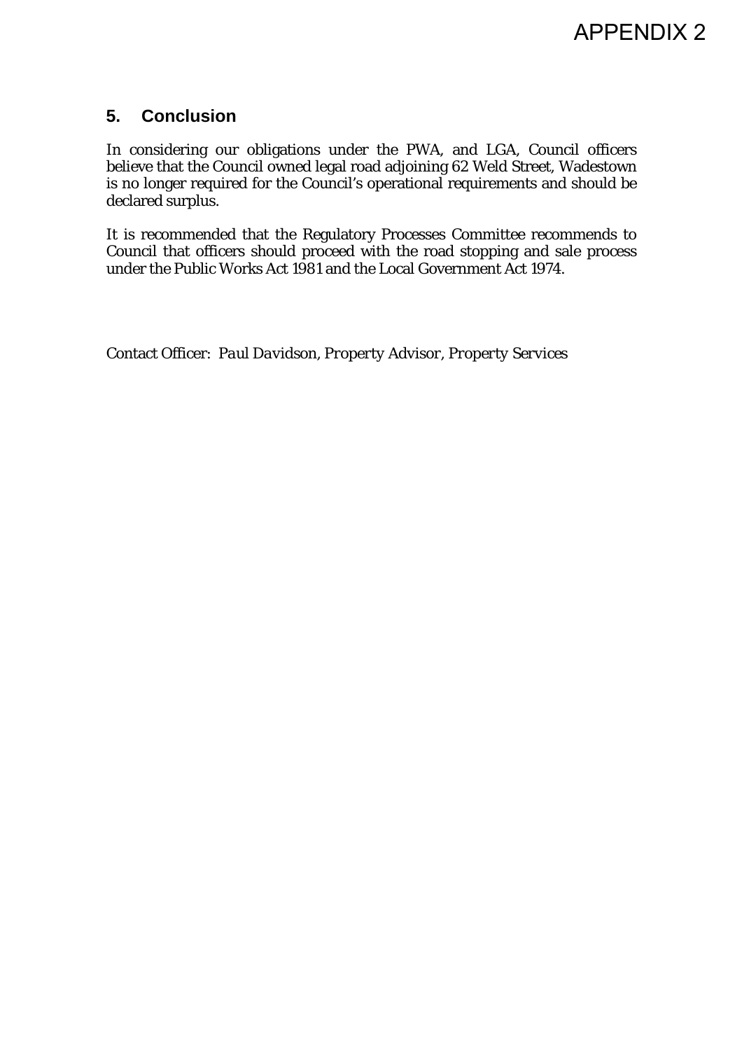# APPENDIX 2

## 5. Conclusion

In considering our obligations under the PWA, and LGA, Council officers believe that the Council owned legal road adjoining 62 Weld Street, Wadestown is no longer required for the Council's operational requirements and should be declared surplus.

It is recommended that the Regulatory Processes Committee recommends to Council that officers should proceed with the road stopping and sale process under the Public Works Act 1981 and the Local Government Act 1974.

Contact Officer: *Paul Davidson, Property Advisor, Property Services*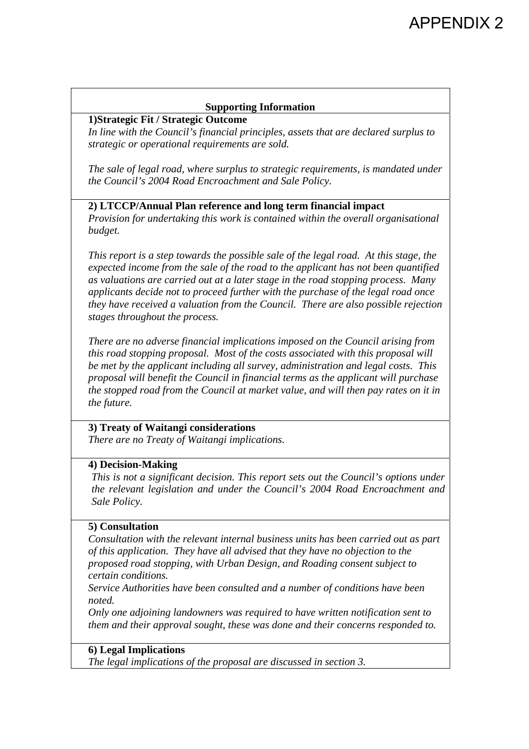# APPENDIX 2

## Supporting Information

**1)Strategic Fit / Strategic Outcome**

*In line with the Council's financial principles, assets that are declared surplus to strategic or operational requirements are sold.*

*The sale of legal road, where surplus to strategic requirements, is mandated under the Council's 2004 Road Encroachment and Sale Policy.*

**2) LTCCP/Annual Plan reference and long term financial impact**

*Provision for undertaking this work is contained within the overall organisational budget.*

*This report is a step towards the possible sale of the legal road. At this stage, the expected income from the sale of the road to the applicant has not been quantified as valuations are carried out at a later stage in the road stopping process. Many applicants decide not to proceed further with the purchase of the legal road once they have received a valuation from the Council. There are also possible rejection stages throughout the process.*

*There are no adverse financial implications imposed on the Council arising from this road stopping proposal. Most of the costs associated with this proposal will be met by the applicant including all survey, administration and legal costs. This proposal will benefit the Council in financial terms as the applicant will purchase the stopped road from the Council at market value, and will then pay rates on it in the future.*

**3) Treaty of Waitangi considerations**

*There are no Treaty of Waitangi implications.*

**4) Decision-Making**

*This is not a significant decision. This report sets out the Council's options under the relevant legislation and under the Council's 2004 Road Encroachment and Sale Policy.*

**5) Consultation**

*Consultation with the relevant internal business units has been carried out as part of this application. They have all advised that they have no objection to the proposed road stopping, with Urban Design, and Roading consent subject to certain conditions.*

*Service Authorities have been consulted and a number of conditions have been noted.*

*Only one adjoining landowners was required to have written notification sent to them and their approval sought, these was done and their concerns responded to.*

**6) Legal Implications**

*The legal implications of the proposal are discussed in section 3.*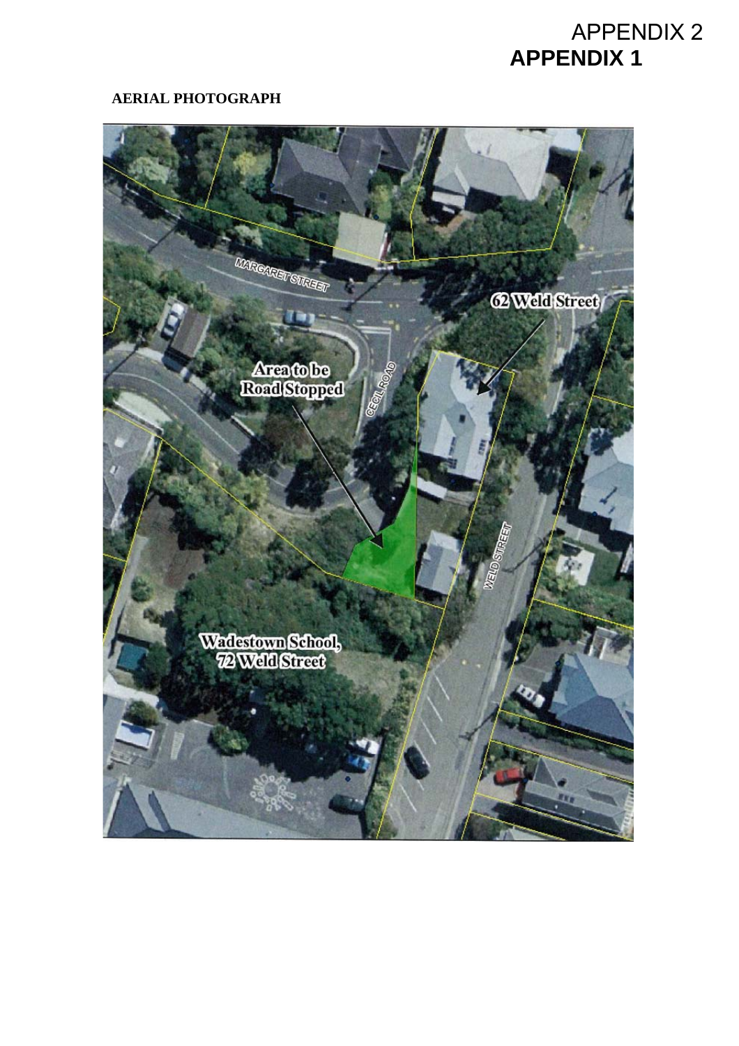APPENDIX 2

**APPENDIX 1**

**AERIAL PHOTOGRAPH**

MARGARET STREET

62 Weld Street

Area to be Road Stopped

CECIL ROAD

WELD STREET

Wadestown School, 72 Weld Street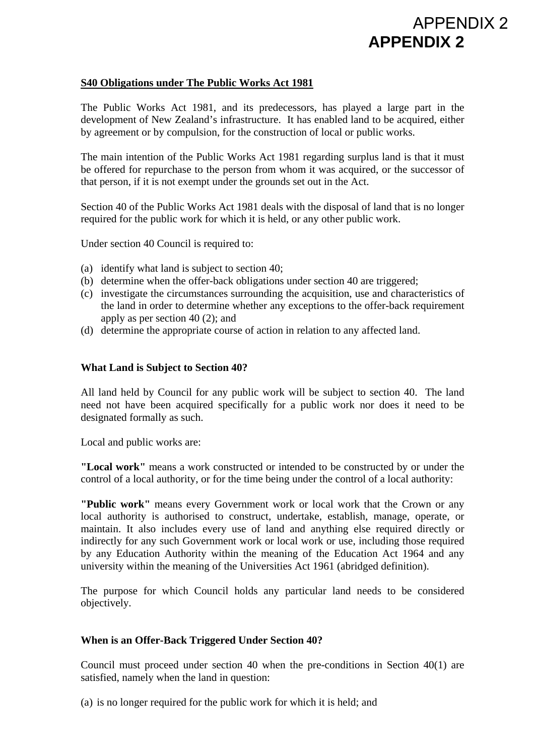# APPENDIX 2

**S40 Obligations under The Public Works Act 1981**

The Public Works Act 1981, and its predecessors, has played a large part in the development of New Zealand's infrastructure. It has enabled land to be acquired, either by agreement or by compulsion, for the construction of local or public works.

The main intention of the Public Works Act 1981 regarding surplus land is that it must be offered for repurchase to the person from whom it was acquired, or the successor of that person, if it is not exempt under the grounds set out in the Act.

Section 40 of the Public Works Act 1981 deals with the disposal of land that is no longer required for the public work for which it is held, or any other public work.

Under section 40 Council is required to:

(a) identify what land is subject to section 40;
(b) determine when the offer-back obligations under section 40 are triggered;
(c) investigate the circumstances surrounding the acquisition, use and characteristics of the land in order to determine whether any exceptions to the offer-back requirement apply as per section 40 (2); and
(d) determine the appropriate course of action in relation to any affected land.

### What Land is Subject to Section 40?

All land held by Council for any public work will be subject to section 40. The land need not have been acquired specifically for a public work nor does it need to be designated formally as such.

Local and public works are:

**"Local work"** means a work constructed or intended to be constructed by or under the control of a local authority, or for the time being under the control of a local authority:

**"Public work"** means every Government work or local work that the Crown or any local authority is authorised to construct, undertake, establish, manage, operate, or maintain. It also includes every use of land and anything else required directly or indirectly for any such Government work or local work or use, including those required by any Education Authority within the meaning of the Education Act 1964 and any university within the meaning of the Universities Act 1961 (abridged definition).

The purpose for which Council holds any particular land needs to be considered objectively.

### When is an Offer-Back Triggered Under Section 40?

Council must proceed under section 40 when the pre-conditions in Section 40(1) are satisfied, namely when the land in question:

(a) is no longer required for the public work for which it is held; and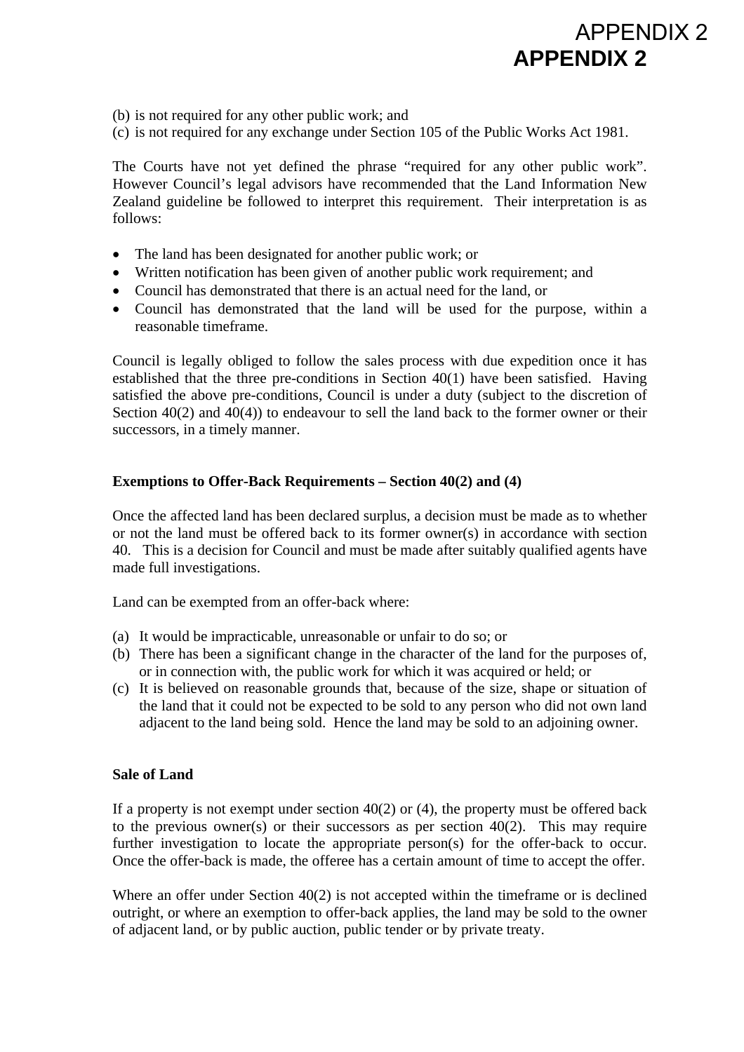(b) is not required for any other public work; and
(c) is not required for any exchange under Section 105 of the Public Works Act 1981.

The Courts have not yet defined the phrase “required for any other public work”. However Council’s legal advisors have recommended that the Land Information New Zealand guideline be followed to interpret this requirement. Their interpretation is as follows:

- The land has been designated for another public work; or
- Written notification has been given of another public work requirement; and
- Council has demonstrated that there is an actual need for the land, or
- Council has demonstrated that the land will be used for the purpose, within a reasonable timeframe.

Council is legally obliged to follow the sales process with due expedition once it has established that the three pre-conditions in Section 40(1) have been satisfied. Having satisfied the above pre-conditions, Council is under a duty (subject to the discretion of Section 40(2) and 40(4)) to endeavour to sell the land back to the former owner or their successors, in a timely manner.

**Exemptions to Offer-Back Requirements – Section 40(2) and (4)**

Once the affected land has been declared surplus, a decision must be made as to whether or not the land must be offered back to its former owner(s) in accordance with section 40. This is a decision for Council and must be made after suitably qualified agents have made full investigations.

Land can be exempted from an offer-back where:

(a) It would be impracticable, unreasonable or unfair to do so; or
(b) There has been a significant change in the character of the land for the purposes of, or in connection with, the public work for which it was acquired or held; or
(c) It is believed on reasonable grounds that, because of the size, shape or situation of the land that it could not be expected to be sold to any person who did not own land adjacent to the land being sold. Hence the land may be sold to an adjoining owner.

**Sale of Land**

If a property is not exempt under section 40(2) or (4), the property must be offered back to the previous owner(s) or their successors as per section 40(2). This may require further investigation to locate the appropriate person(s) for the offer-back to occur. Once the offer-back is made, the offeree has a certain amount of time to accept the offer.

Where an offer under Section 40(2) is not accepted within the timeframe or is declined outright, or where an exemption to offer-back applies, the land may be sold to the owner of adjacent land, or by public auction, public tender or by private treaty.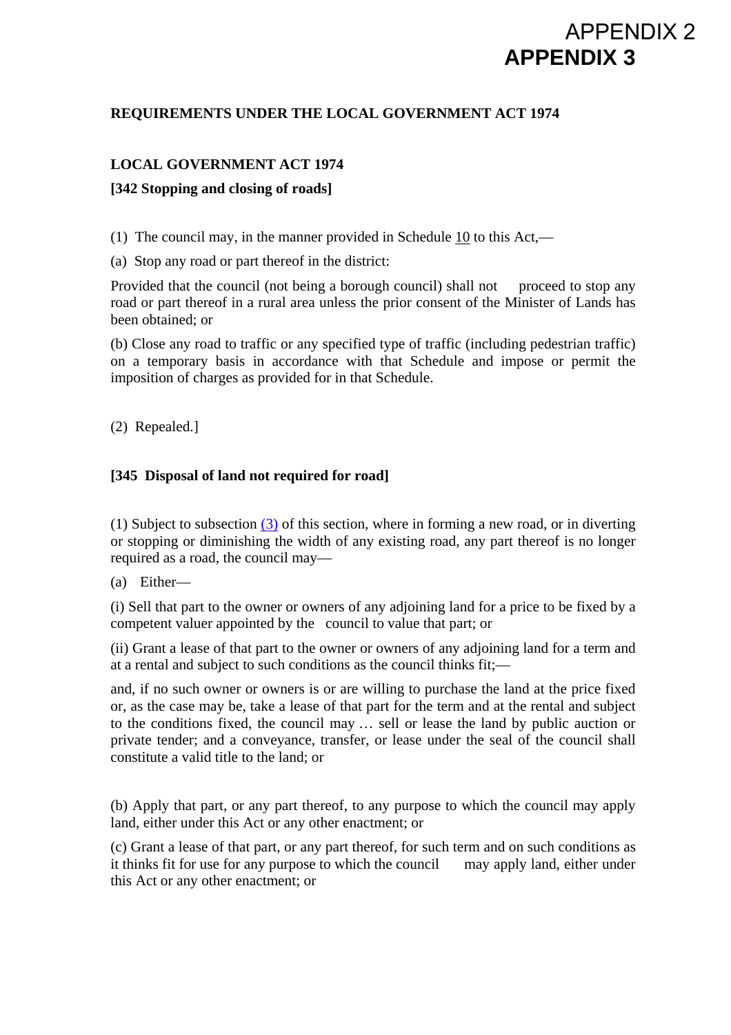APPENDIX 2

**APPENDIX 3**

**REQUIREMENTS UNDER THE LOCAL GOVERNMENT ACT 1974**

**LOCAL GOVERNMENT ACT 1974**

**[342 Stopping and closing of roads]**

(1) The council may, in the manner provided in Schedule 10 to this Act,—

(a) Stop any road or part thereof in the district:

Provided that the council (not being a borough council) shall not proceed to stop any road or part thereof in a rural area unless the prior consent of the Minister of Lands has been obtained; or

(b) Close any road to traffic or any specified type of traffic (including pedestrian traffic) on a temporary basis in accordance with that Schedule and impose or permit the imposition of charges as provided for in that Schedule.

(2) Repealed.]

**[345 Disposal of land not required for road]**

(1) Subject to subsection (3) of this section, where in forming a new road, or in diverting or stopping or diminishing the width of any existing road, any part thereof is no longer required as a road, the council may—

(a) Either—

(i) Sell that part to the owner or owners of any adjoining land for a price to be fixed by a competent valuer appointed by the council to value that part; or

(ii) Grant a lease of that part to the owner or owners of any adjoining land for a term and at a rental and subject to such conditions as the council thinks fit;—

and, if no such owner or owners is or are willing to purchase the land at the price fixed or, as the case may be, take a lease of that part for the term and at the rental and subject to the conditions fixed, the council may … sell or lease the land by public auction or private tender; and a conveyance, transfer, or lease under the seal of the council shall constitute a valid title to the land; or

(b) Apply that part, or any part thereof, to any purpose to which the council may apply land, either under this Act or any other enactment; or

(c) Grant a lease of that part, or any part thereof, for such term and on such conditions as it thinks fit for use for any purpose to which the council may apply land, either under this Act or any other enactment; or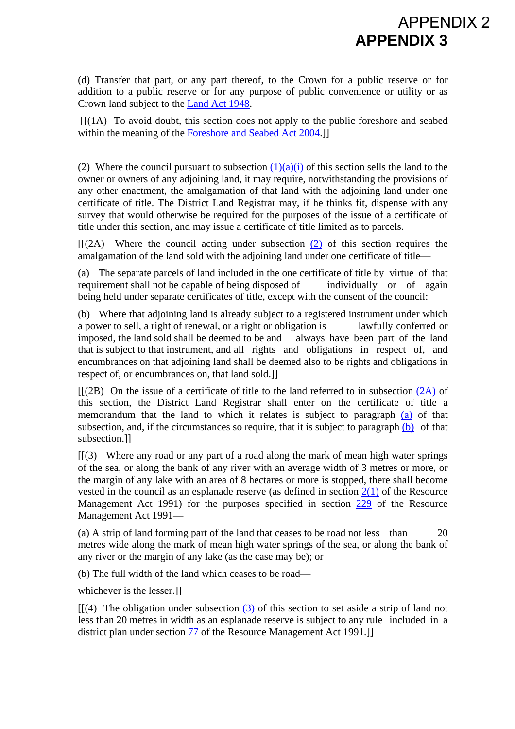# APPENDIX 2
# APPENDIX 3

(d) Transfer that part, or any part thereof, to the Crown for a public reserve or for addition to a public reserve or for any purpose of public convenience or utility or as Crown land subject to the Land Act 1948.

[[(1A) To avoid doubt, this section does not apply to the public foreshore and seabed within the meaning of the Foreshore and Seabed Act 2004.]]

(2) Where the council pursuant to subsection (1)(a)(i) of this section sells the land to the owner or owners of any adjoining land, it may require, notwithstanding the provisions of any other enactment, the amalgamation of that land with the adjoining land under one certificate of title. The District Land Registrar may, if he thinks fit, dispense with any survey that would otherwise be required for the purposes of the issue of a certificate of title under this section, and may issue a certificate of title limited as to parcels.

[[(2A) Where the council acting under subsection (2) of this section requires the amalgamation of the land sold with the adjoining land under one certificate of title—

(a) The separate parcels of land included in the one certificate of title by virtue of that requirement shall not be capable of being disposed of individually or of again being held under separate certificates of title, except with the consent of the council:

(b) Where that adjoining land is already subject to a registered instrument under which a power to sell, a right of renewal, or a right or obligation is lawfully conferred or imposed, the land sold shall be deemed to be and always have been part of the land that is subject to that instrument, and all rights and obligations in respect of, and encumbrances on that adjoining land shall be deemed also to be rights and obligations in respect of, or encumbrances on, that land sold.]]

[[(2B) On the issue of a certificate of title to the land referred to in subsection (2A) of this section, the District Land Registrar shall enter on the certificate of title a memorandum that the land to which it relates is subject to paragraph (a) of that subsection, and, if the circumstances so require, that it is subject to paragraph (b) of that subsection.]]

[[(3) Where any road or any part of a road along the mark of mean high water springs of the sea, or along the bank of any river with an average width of 3 metres or more, or the margin of any lake with an area of 8 hectares or more is stopped, there shall become vested in the council as an esplanade reserve (as defined in section 2(1) of the Resource Management Act 1991) for the purposes specified in section 229 of the Resource Management Act 1991—

(a) A strip of land forming part of the land that ceases to be road not less than 20 metres wide along the mark of mean high water springs of the sea, or along the bank of any river or the margin of any lake (as the case may be); or

(b) The full width of the land which ceases to be road—

whichever is the lesser.]]

[[(4) The obligation under subsection (3) of this section to set aside a strip of land not less than 20 metres in width as an esplanade reserve is subject to any rule included in a district plan under section 77 of the Resource Management Act 1991.]]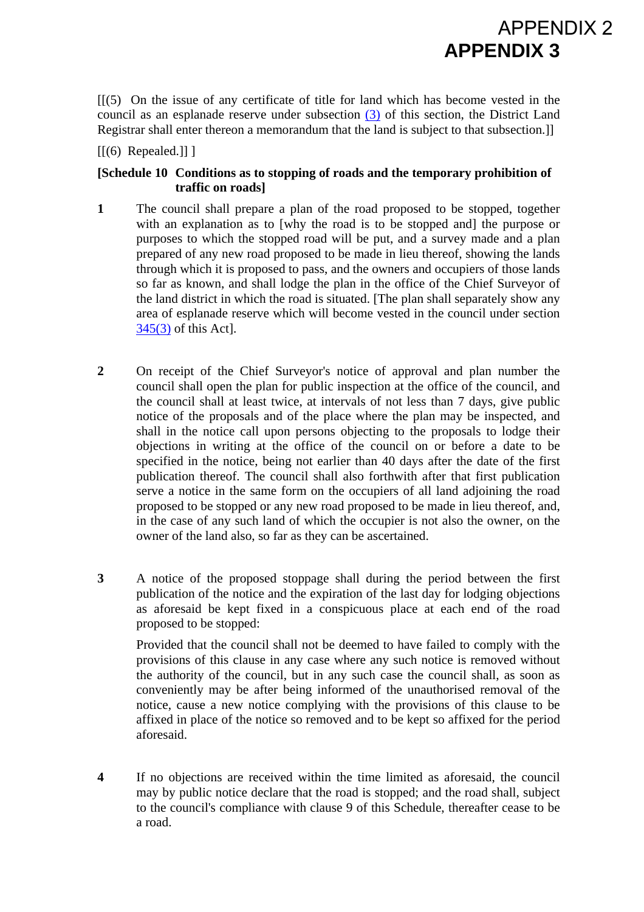APPENDIX 2

**APPENDIX 3**

[[(5) On the issue of any certificate of title for land which has become vested in the council as an esplanade reserve under subsection (3) of this section, the District Land Registrar shall enter thereon a memorandum that the land is subject to that subsection.]]

[[(6) Repealed.]] ]

**[Schedule 10 Conditions as to stopping of roads and the temporary prohibition of traffic on roads]**

**1** The council shall prepare a plan of the road proposed to be stopped, together with an explanation as to [why the road is to be stopped and] the purpose or purposes to which the stopped road will be put, and a survey made and a plan prepared of any new road proposed to be made in lieu thereof, showing the lands through which it is proposed to pass, and the owners and occupiers of those lands so far as known, and shall lodge the plan in the office of the Chief Surveyor of the land district in which the road is situated. [The plan shall separately show any area of esplanade reserve which will become vested in the council under section 345(3) of this Act].

**2** On receipt of the Chief Surveyor's notice of approval and plan number the council shall open the plan for public inspection at the office of the council, and the council shall at least twice, at intervals of not less than 7 days, give public notice of the proposals and of the place where the plan may be inspected, and shall in the notice call upon persons objecting to the proposals to lodge their objections in writing at the office of the council on or before a date to be specified in the notice, being not earlier than 40 days after the date of the first publication thereof. The council shall also forthwith after that first publication serve a notice in the same form on the occupiers of all land adjoining the road proposed to be stopped or any new road proposed to be made in lieu thereof, and, in the case of any such land of which the occupier is not also the owner, on the owner of the land also, so far as they can be ascertained.

**3** A notice of the proposed stoppage shall during the period between the first publication of the notice and the expiration of the last day for lodging objections as aforesaid be kept fixed in a conspicuous place at each end of the road proposed to be stopped:

Provided that the council shall not be deemed to have failed to comply with the provisions of this clause in any case where any such notice is removed without the authority of the council, but in any such case the council shall, as soon as conveniently may be after being informed of the unauthorised removal of the notice, cause a new notice complying with the provisions of this clause to be affixed in place of the notice so removed and to be kept so affixed for the period aforesaid.

**4** If no objections are received within the time limited as aforesaid, the council may by public notice declare that the road is stopped; and the road shall, subject to the council's compliance with clause 9 of this Schedule, thereafter cease to be a road.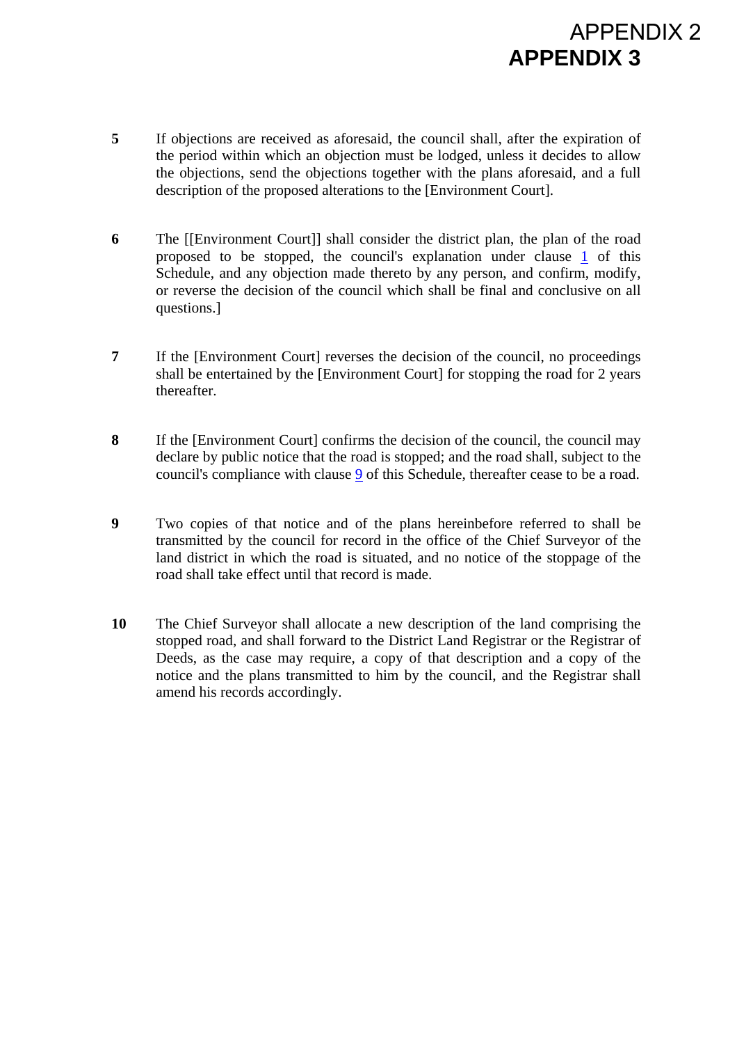**5** If objections are received as aforesaid, the council shall, after the expiration of the period within which an objection must be lodged, unless it decides to allow the objections, send the objections together with the plans aforesaid, and a full description of the proposed alterations to the [Environment Court].

**6** The [[Environment Court]] shall consider the district plan, the plan of the road proposed to be stopped, the council's explanation under clause 1 of this Schedule, and any objection made thereto by any person, and confirm, modify, or reverse the decision of the council which shall be final and conclusive on all questions.]

**7** If the [Environment Court] reverses the decision of the council, no proceedings shall be entertained by the [Environment Court] for stopping the road for 2 years thereafter.

**8** If the [Environment Court] confirms the decision of the council, the council may declare by public notice that the road is stopped; and the road shall, subject to the council's compliance with clause 9 of this Schedule, thereafter cease to be a road.

**9** Two copies of that notice and of the plans hereinbefore referred to shall be transmitted by the council for record in the office of the Chief Surveyor of the land district in which the road is situated, and no notice of the stoppage of the road shall take effect until that record is made.

**10** The Chief Surveyor shall allocate a new description of the land comprising the stopped road, and shall forward to the District Land Registrar or the Registrar of Deeds, as the case may require, a copy of that description and a copy of the notice and the plans transmitted to him by the council, and the Registrar shall amend his records accordingly.